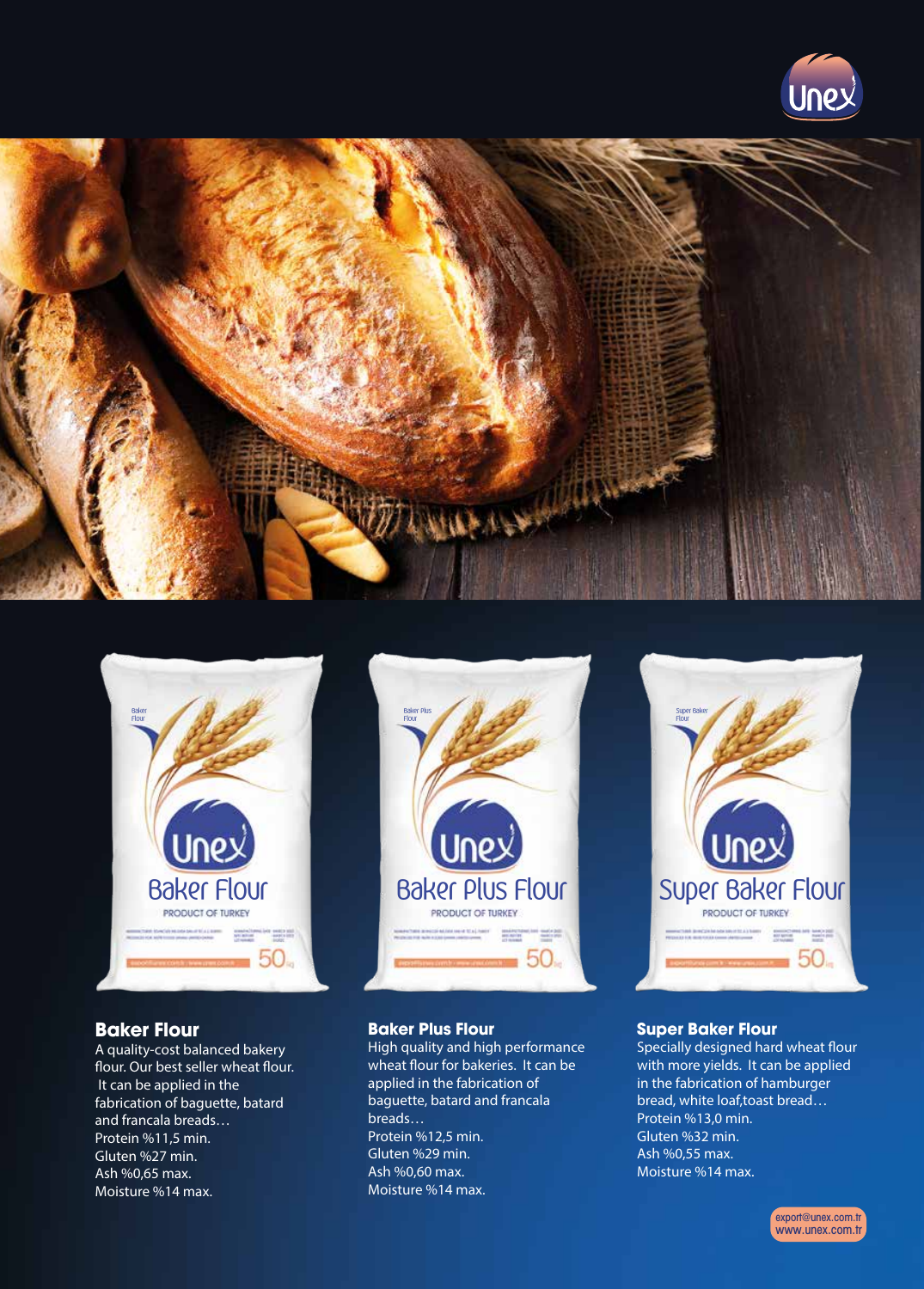## Baker Flour

A quality-cost balanced bakery flour. Our best seller wheat flour. It can be applied in the fabrication of baguette, batard and francala breads…

Protein %11,5 min.
Gluten %27 min.
Ash %0,65 max.
Moisture %14 max.

## Baker Plus Flour

High quality and high performance wheat flour for bakeries. It can be applied in the fabrication of baguette, batard and francala breads…

Protein %12,5 min.
Gluten %29 min.
Ash %0,60 max.
Moisture %14 max.

## Super Baker Flour

Specially designed hard wheat flour with more yields. It can be applied in the fabrication of hamburger bread, white loaf,toast bread…

Protein %13,0 min.
Gluten %32 min.
Ash %0,55 max.
Moisture %14 max.

export@unex.com.tr
www.unex.com.tr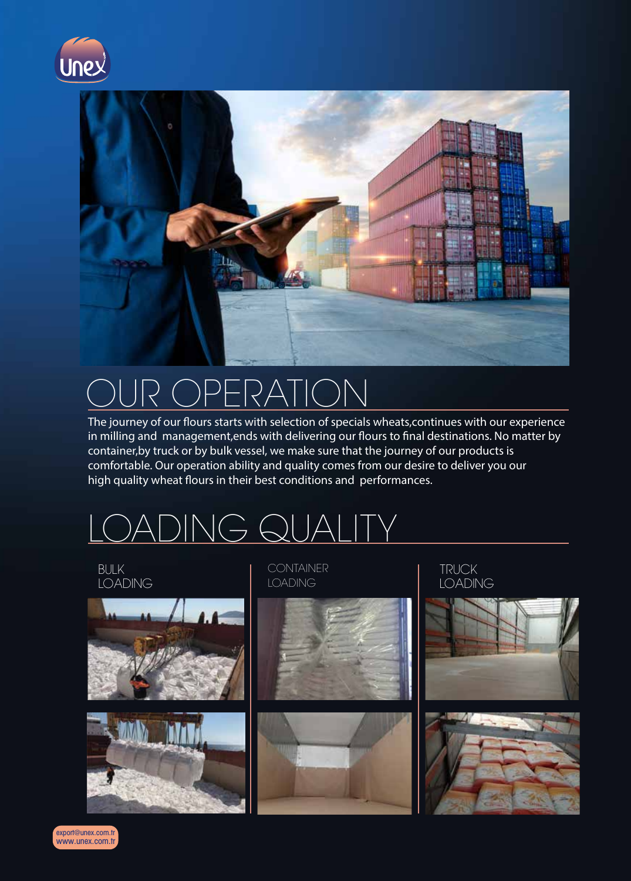# OUR OPERATION

The journey of our flours starts with selection of specials wheats,continues with our experience in milling and management,ends with delivering our flours to final destinations. No matter by container,by truck or by bulk vessel, we make sure that the journey of our products is comfortable. Our operation ability and quality comes from our desire to deliver you our high quality wheat flours in their best conditions and performances.

# LOADING QUALITY

BULK LOADING

CONTAINER LOADING

TRUCK LOADING

export@unex.com.tr
www.unex.com.tr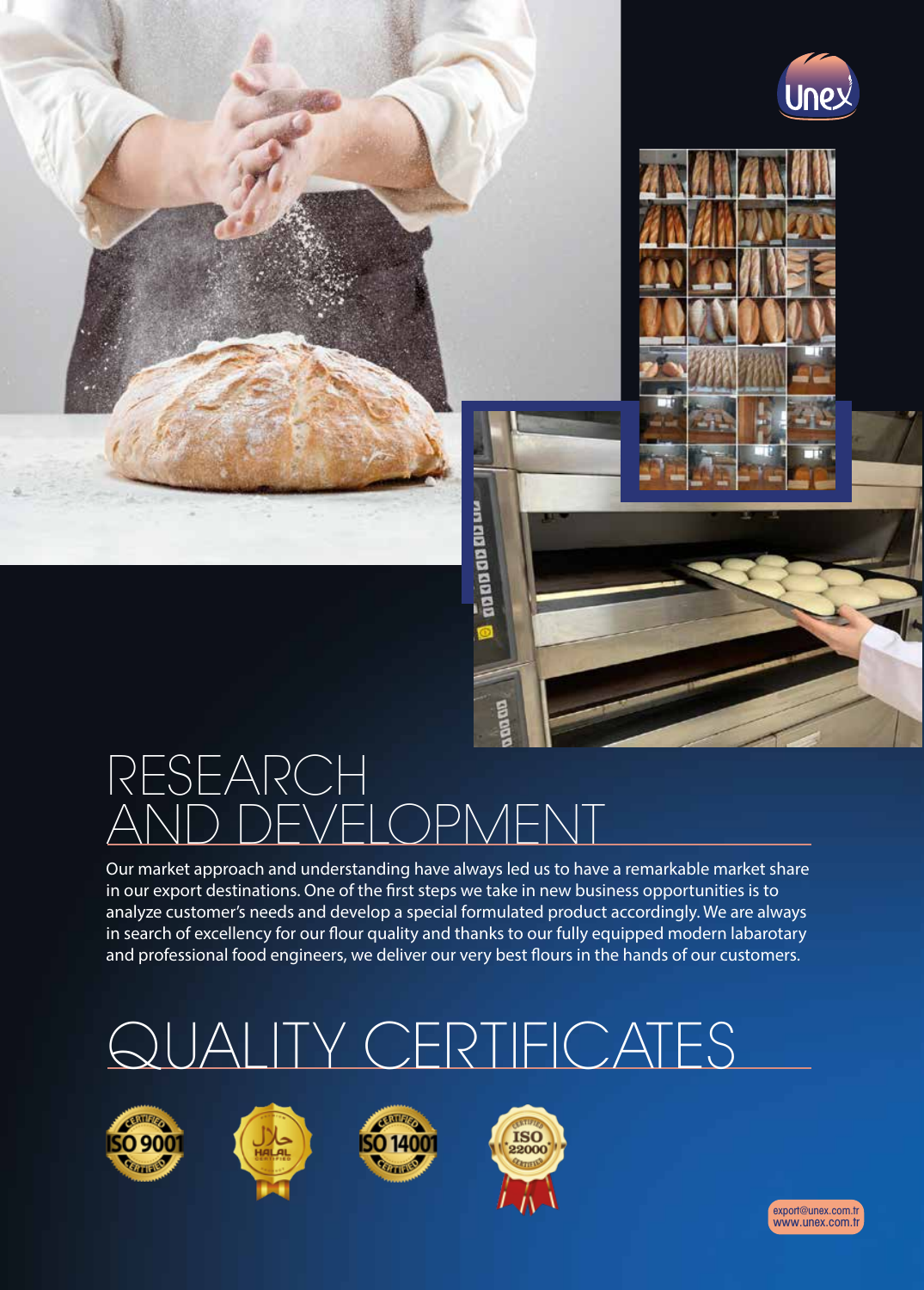# RESEARCH AND DEVELOPMENT

Our market approach and understanding have always led us to have a remarkable market share in our export destinations. One of the first steps we take in new business opportunities is to analyze customer's needs and develop a special formulated product accordingly. We are always in search of excellency for our flour quality and thanks to our fully equipped modern labarotary and professional food engineers, we deliver our very best flours in the hands of our customers.

# QUALITY CERTIFICATES

ISO 9001 HALAL ISO 14001 ISO 22000

export@unex.com.tr
www.unex.com.tr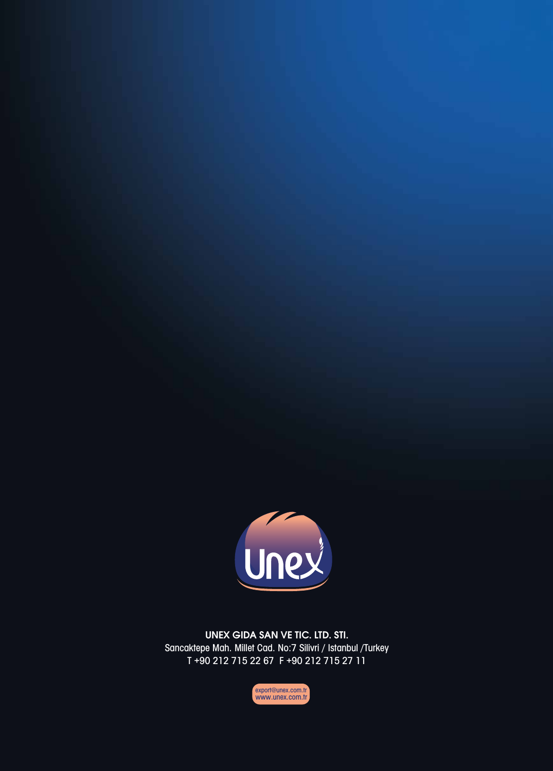Unex

**UNEX GIDA SAN VE TIC. LTD. STI.**
Sancaktepe Mah. Millet Cad. No:7 Silivri / Istanbul /Turkey
T +90 212 715 22 67 F +90 212 715 27 11

export@unex.com.tr
www.unex.com.tr